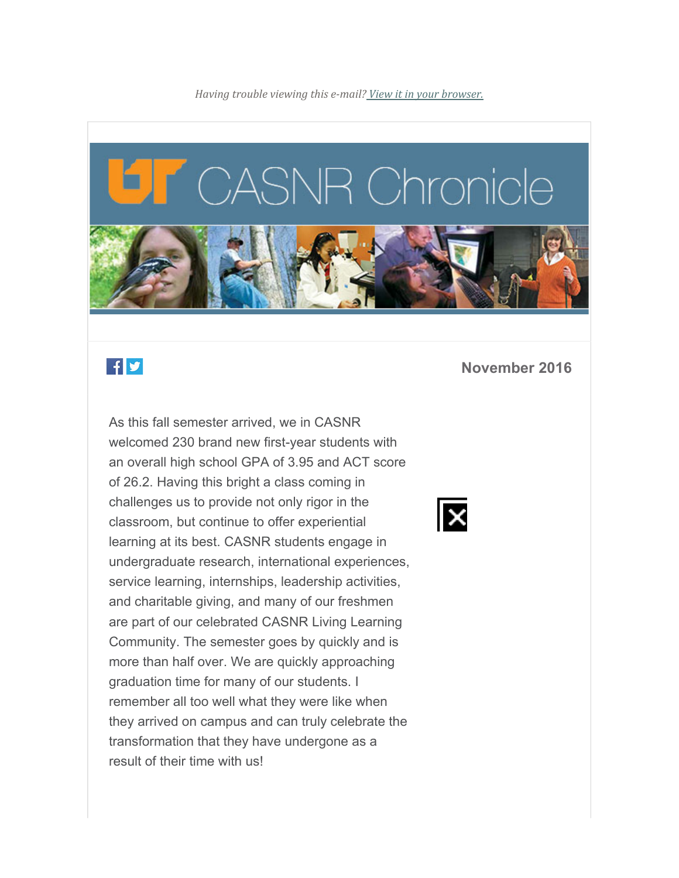*Having trouble viewing this e-mail? View it in your browser.*

# UT CASNR Chronicle

**November 2016**

As this fall semester arrived, we in CASNR welcomed 230 brand new first-year students with an overall high school GPA of 3.95 and ACT score of 26.2. Having this bright a class coming in challenges us to provide not only rigor in the classroom, but continue to offer experiential learning at its best. CASNR students engage in undergraduate research, international experiences, service learning, internships, leadership activities, and charitable giving, and many of our freshmen are part of our celebrated CASNR Living Learning Community. The semester goes by quickly and is more than half over. We are quickly approaching graduation time for many of our students. I remember all too well what they were like when they arrived on campus and can truly celebrate the transformation that they have undergone as a result of their time with us!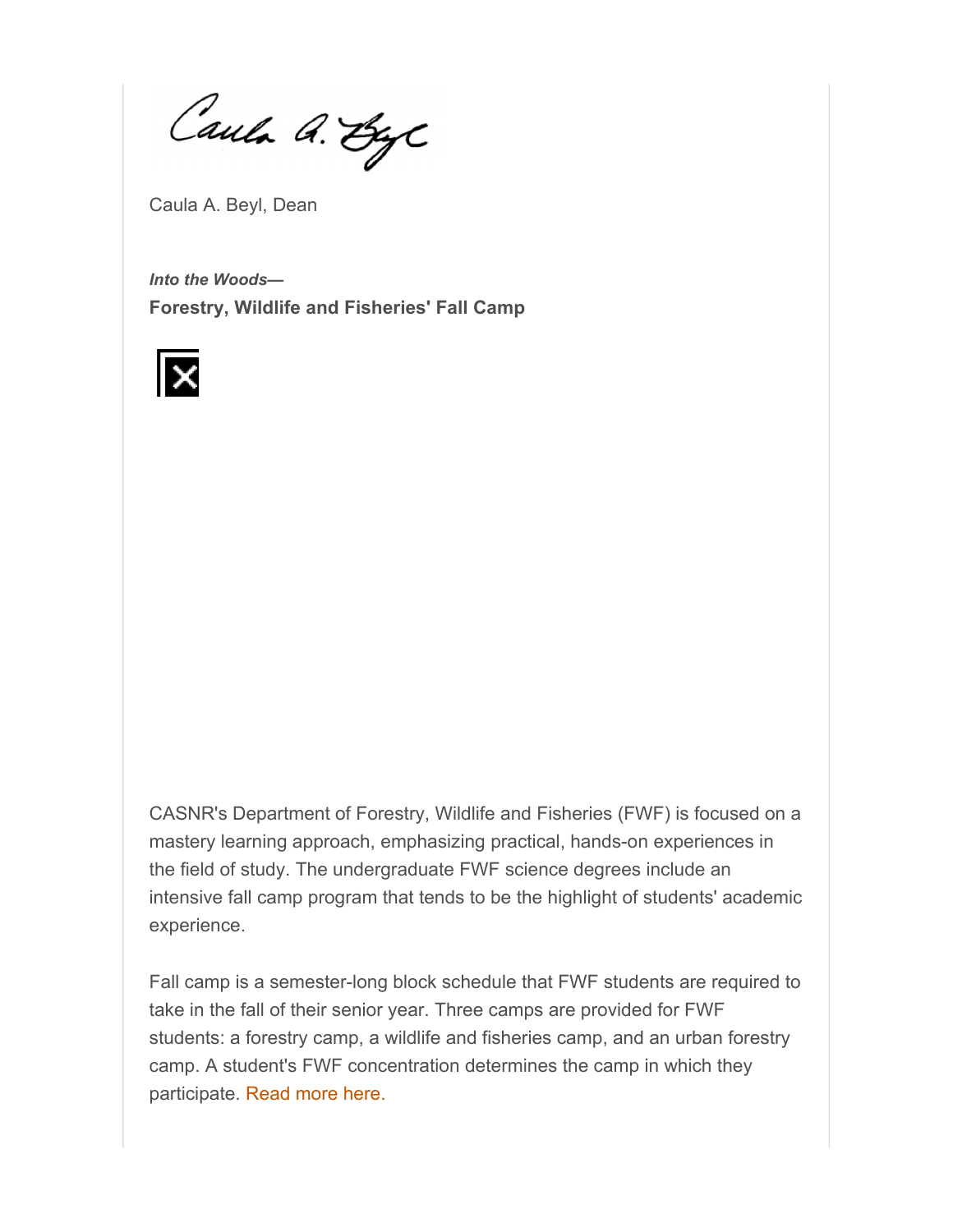Caula A. Beyl, Dean

***Into the Woods—***

**Forestry, Wildlife and Fisheries' Fall Camp**

CASNR's Department of Forestry, Wildlife and Fisheries (FWF) is focused on a mastery learning approach, emphasizing practical, hands-on experiences in the field of study. The undergraduate FWF science degrees include an intensive fall camp program that tends to be the highlight of students' academic experience.

Fall camp is a semester-long block schedule that FWF students are required to take in the fall of their senior year. Three camps are provided for FWF students: a forestry camp, a wildlife and fisheries camp, and an urban forestry camp. A student's FWF concentration determines the camp in which they participate. Read more here.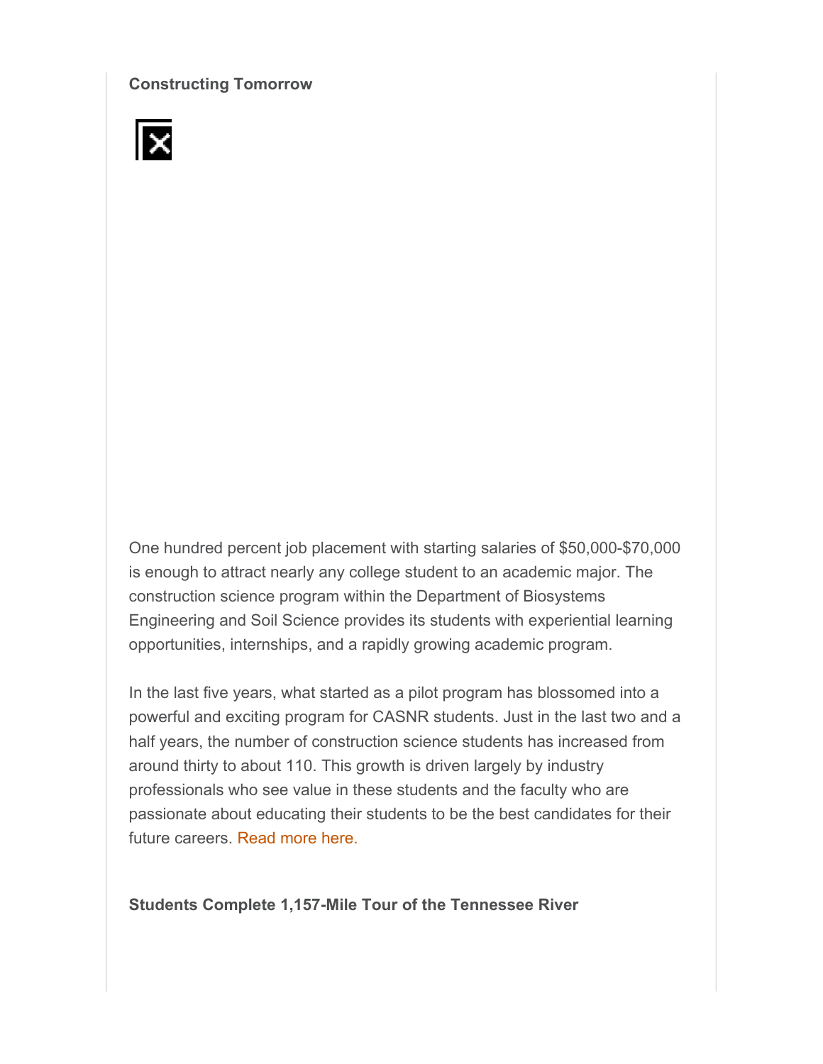**Constructing Tomorrow**

One hundred percent job placement with starting salaries of $50,000-$70,000 is enough to attract nearly any college student to an academic major. The construction science program within the Department of Biosystems Engineering and Soil Science provides its students with experiential learning opportunities, internships, and a rapidly growing academic program.

In the last five years, what started as a pilot program has blossomed into a powerful and exciting program for CASNR students. Just in the last two and a half years, the number of construction science students has increased from around thirty to about 110. This growth is driven largely by industry professionals who see value in these students and the faculty who are passionate about educating their students to be the best candidates for their future careers. Read more here.

**Students Complete 1,157-Mile Tour of the Tennessee River**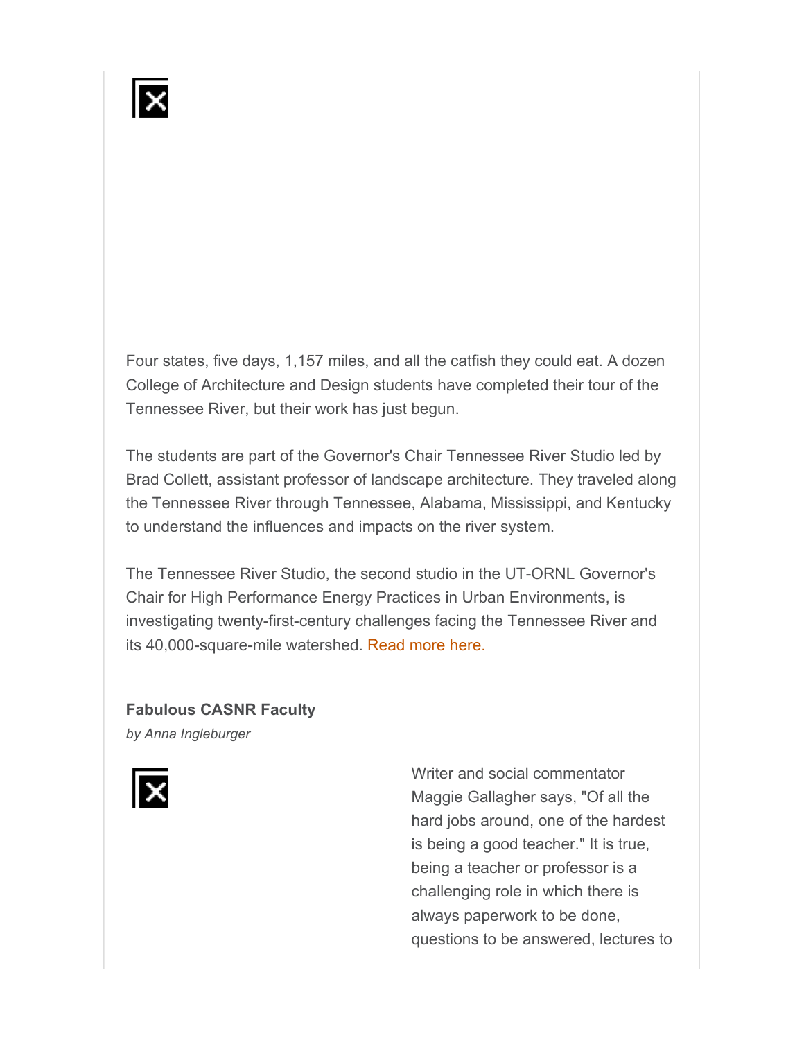Four states, five days, 1,157 miles, and all the catfish they could eat. A dozen College of Architecture and Design students have completed their tour of the Tennessee River, but their work has just begun.

The students are part of the Governor's Chair Tennessee River Studio led by Brad Collett, assistant professor of landscape architecture. They traveled along the Tennessee River through Tennessee, Alabama, Mississippi, and Kentucky to understand the influences and impacts on the river system.

The Tennessee River Studio, the second studio in the UT-ORNL Governor's Chair for High Performance Energy Practices in Urban Environments, is investigating twenty-first-century challenges facing the Tennessee River and its 40,000-square-mile watershed. Read more here.

**Fabulous CASNR Faculty**

*by Anna Ingleburger*

Writer and social commentator Maggie Gallagher says, "Of all the hard jobs around, one of the hardest is being a good teacher." It is true, being a teacher or professor is a challenging role in which there is always paperwork to be done, questions to be answered, lectures to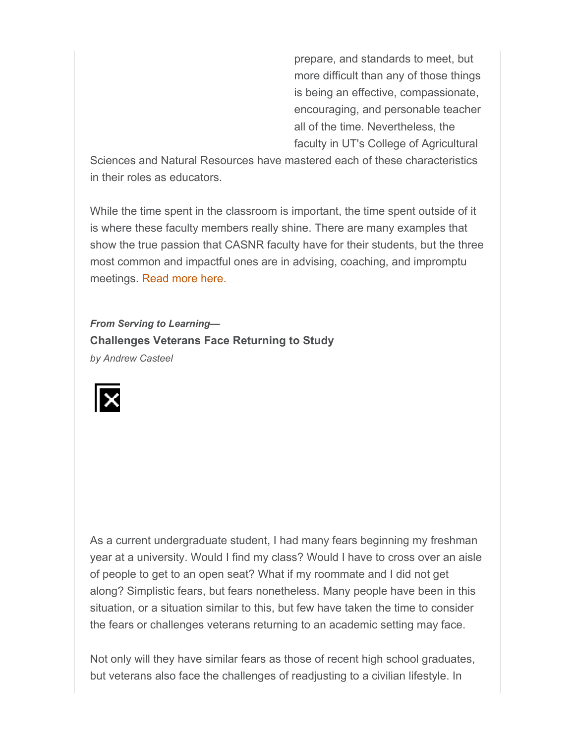prepare, and standards to meet, but more difficult than any of those things is being an effective, compassionate, encouraging, and personable teacher all of the time. Nevertheless, the faculty in UT's College of Agricultural Sciences and Natural Resources have mastered each of these characteristics in their roles as educators.

While the time spent in the classroom is important, the time spent outside of it is where these faculty members really shine. There are many examples that show the true passion that CASNR faculty have for their students, but the three most common and impactful ones are in advising, coaching, and impromptu meetings. Read more here.

***From Serving to Learning—***
**Challenges Veterans Face Returning to Study**
*by Andrew Casteel*

As a current undergraduate student, I had many fears beginning my freshman year at a university. Would I find my class? Would I have to cross over an aisle of people to get to an open seat? What if my roommate and I did not get along? Simplistic fears, but fears nonetheless. Many people have been in this situation, or a situation similar to this, but few have taken the time to consider the fears or challenges veterans returning to an academic setting may face.

Not only will they have similar fears as those of recent high school graduates, but veterans also face the challenges of readjusting to a civilian lifestyle. In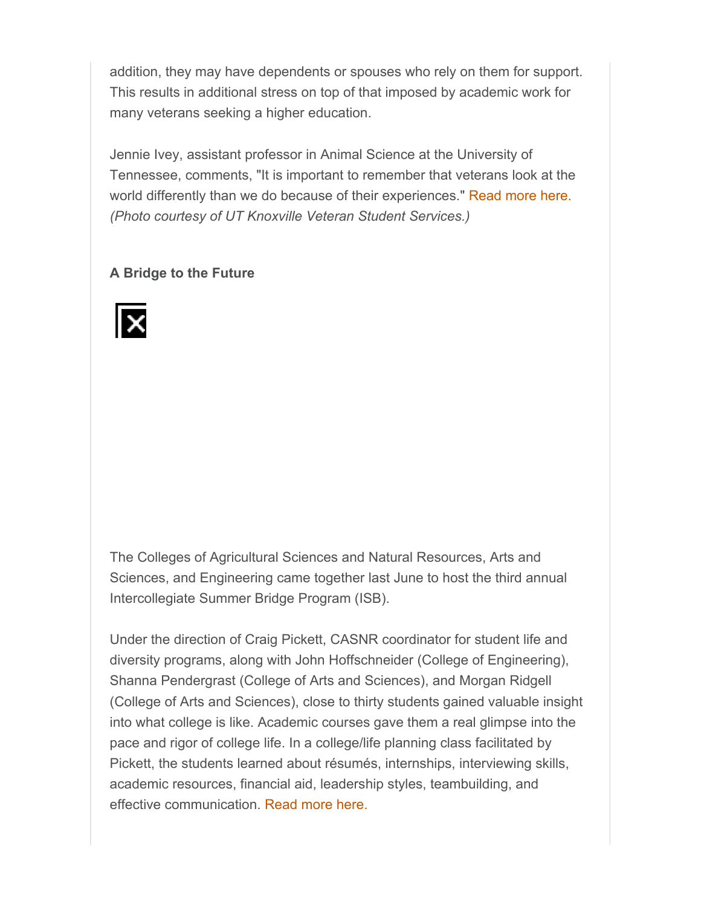addition, they may have dependents or spouses who rely on them for support. This results in additional stress on top of that imposed by academic work for many veterans seeking a higher education.

Jennie Ivey, assistant professor in Animal Science at the University of Tennessee, comments, "It is important to remember that veterans look at the world differently than we do because of their experiences." Read more here. *(Photo courtesy of UT Knoxville Veteran Student Services.)*

**A Bridge to the Future**

The Colleges of Agricultural Sciences and Natural Resources, Arts and Sciences, and Engineering came together last June to host the third annual Intercollegiate Summer Bridge Program (ISB).

Under the direction of Craig Pickett, CASNR coordinator for student life and diversity programs, along with John Hoffschneider (College of Engineering), Shanna Pendergrast (College of Arts and Sciences), and Morgan Ridgell (College of Arts and Sciences), close to thirty students gained valuable insight into what college is like. Academic courses gave them a real glimpse into the pace and rigor of college life. In a college/life planning class facilitated by Pickett, the students learned about résumés, internships, interviewing skills, academic resources, financial aid, leadership styles, teambuilding, and effective communication. Read more here.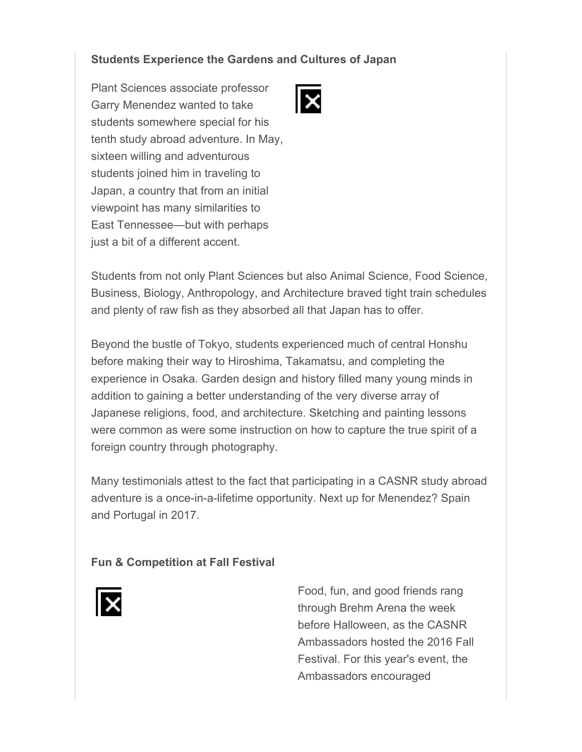**Students Experience the Gardens and Cultures of Japan**

Plant Sciences associate professor Garry Menendez wanted to take students somewhere special for his tenth study abroad adventure. In May, sixteen willing and adventurous students joined him in traveling to Japan, a country that from an initial viewpoint has many similarities to East Tennessee—but with perhaps just a bit of a different accent.

Students from not only Plant Sciences but also Animal Science, Food Science, Business, Biology, Anthropology, and Architecture braved tight train schedules and plenty of raw fish as they absorbed all that Japan has to offer.

Beyond the bustle of Tokyo, students experienced much of central Honshu before making their way to Hiroshima, Takamatsu, and completing the experience in Osaka. Garden design and history filled many young minds in addition to gaining a better understanding of the very diverse array of Japanese religions, food, and architecture. Sketching and painting lessons were common as were some instruction on how to capture the true spirit of a foreign country through photography.

Many testimonials attest to the fact that participating in a CASNR study abroad adventure is a once-in-a-lifetime opportunity. Next up for Menendez? Spain and Portugal in 2017.

**Fun & Competition at Fall Festival**

Food, fun, and good friends rang through Brehm Arena the week before Halloween, as the CASNR Ambassadors hosted the 2016 Fall Festival. For this year's event, the Ambassadors encouraged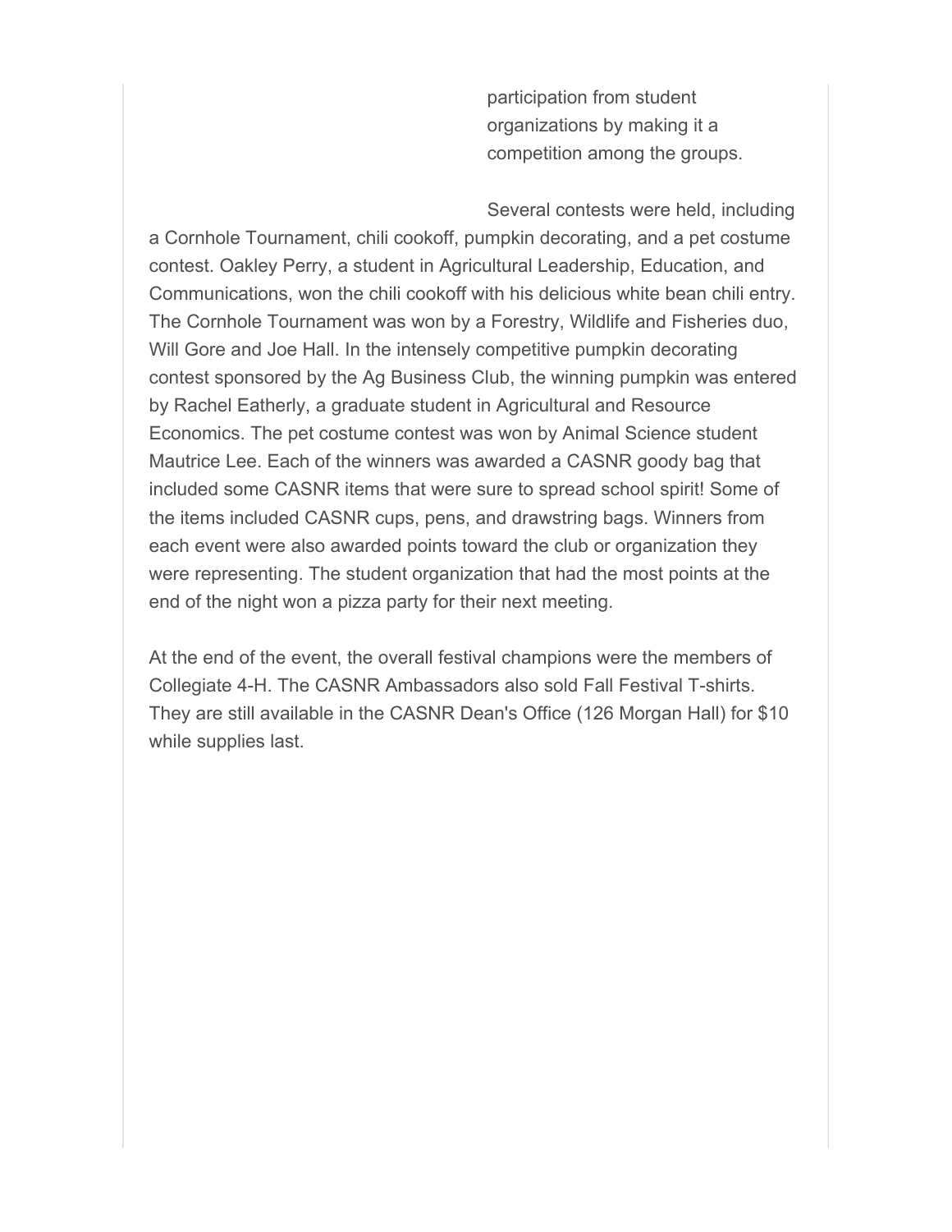participation from student organizations by making it a competition among the groups.

Several contests were held, including a Cornhole Tournament, chili cookoff, pumpkin decorating, and a pet costume contest. Oakley Perry, a student in Agricultural Leadership, Education, and Communications, won the chili cookoff with his delicious white bean chili entry. The Cornhole Tournament was won by a Forestry, Wildlife and Fisheries duo, Will Gore and Joe Hall. In the intensely competitive pumpkin decorating contest sponsored by the Ag Business Club, the winning pumpkin was entered by Rachel Eatherly, a graduate student in Agricultural and Resource Economics. The pet costume contest was won by Animal Science student Mautrice Lee. Each of the winners was awarded a CASNR goody bag that included some CASNR items that were sure to spread school spirit! Some of the items included CASNR cups, pens, and drawstring bags. Winners from each event were also awarded points toward the club or organization they were representing. The student organization that had the most points at the end of the night won a pizza party for their next meeting.

At the end of the event, the overall festival champions were the members of Collegiate 4-H. The CASNR Ambassadors also sold Fall Festival T-shirts. They are still available in the CASNR Dean's Office (126 Morgan Hall) for $10 while supplies last.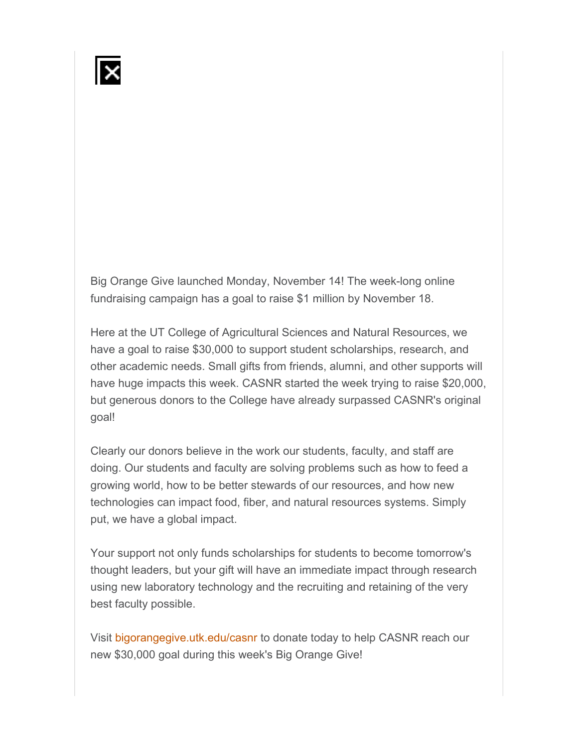Big Orange Give launched Monday, November 14! The week-long online fundraising campaign has a goal to raise $1 million by November 18.

Here at the UT College of Agricultural Sciences and Natural Resources, we have a goal to raise $30,000 to support student scholarships, research, and other academic needs. Small gifts from friends, alumni, and other supports will have huge impacts this week. CASNR started the week trying to raise $20,000, but generous donors to the College have already surpassed CASNR's original goal!

Clearly our donors believe in the work our students, faculty, and staff are doing. Our students and faculty are solving problems such as how to feed a growing world, how to be better stewards of our resources, and how new technologies can impact food, fiber, and natural resources systems. Simply put, we have a global impact.

Your support not only funds scholarships for students to become tomorrow's thought leaders, but your gift will have an immediate impact through research using new laboratory technology and the recruiting and retaining of the very best faculty possible.

Visit bigorangegive.utk.edu/casnr to donate today to help CASNR reach our new $30,000 goal during this week's Big Orange Give!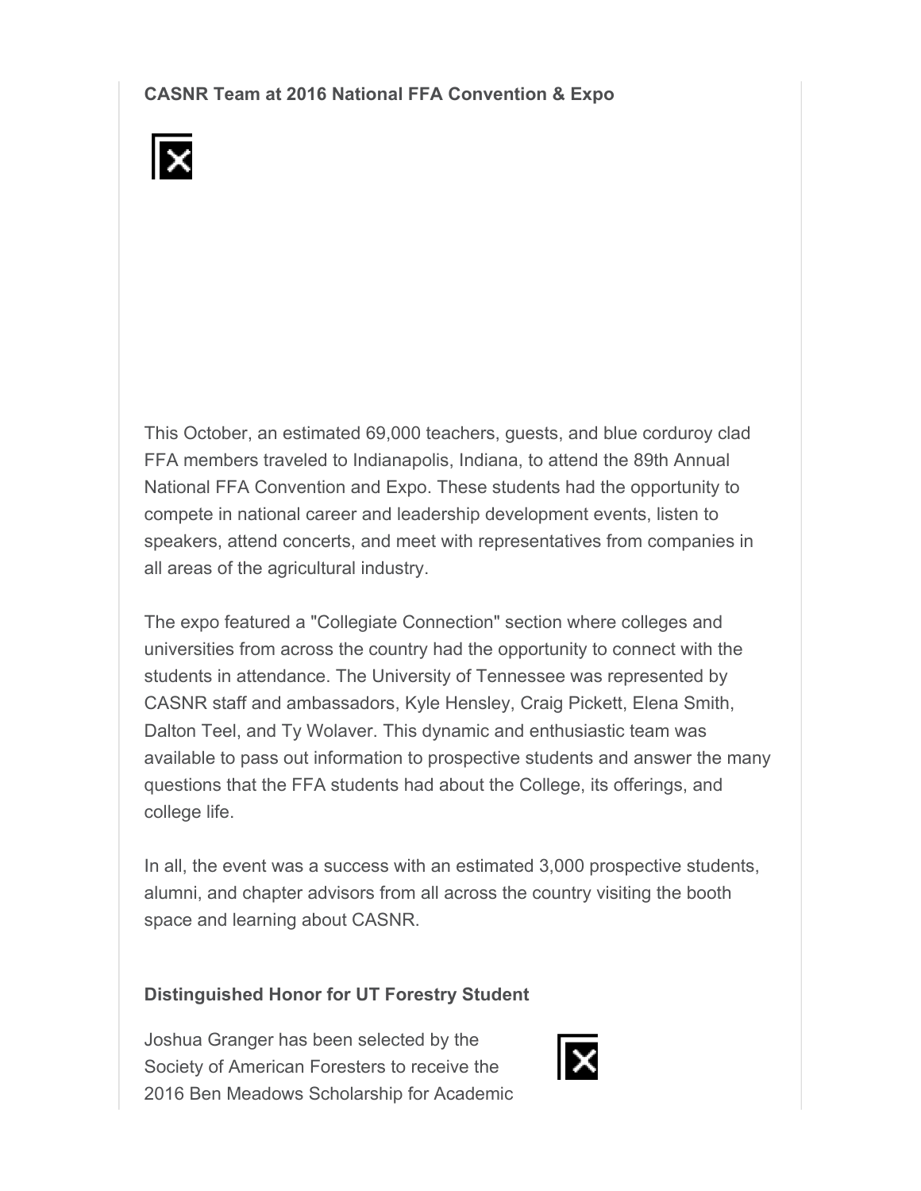**CASNR Team at 2016 National FFA Convention & Expo**

This October, an estimated 69,000 teachers, guests, and blue corduroy clad FFA members traveled to Indianapolis, Indiana, to attend the 89th Annual National FFA Convention and Expo. These students had the opportunity to compete in national career and leadership development events, listen to speakers, attend concerts, and meet with representatives from companies in all areas of the agricultural industry.

The expo featured a "Collegiate Connection" section where colleges and universities from across the country had the opportunity to connect with the students in attendance. The University of Tennessee was represented by CASNR staff and ambassadors, Kyle Hensley, Craig Pickett, Elena Smith, Dalton Teel, and Ty Wolaver. This dynamic and enthusiastic team was available to pass out information to prospective students and answer the many questions that the FFA students had about the College, its offerings, and college life.

In all, the event was a success with an estimated 3,000 prospective students, alumni, and chapter advisors from all across the country visiting the booth space and learning about CASNR.

**Distinguished Honor for UT Forestry Student**

Joshua Granger has been selected by the Society of American Foresters to receive the 2016 Ben Meadows Scholarship for Academic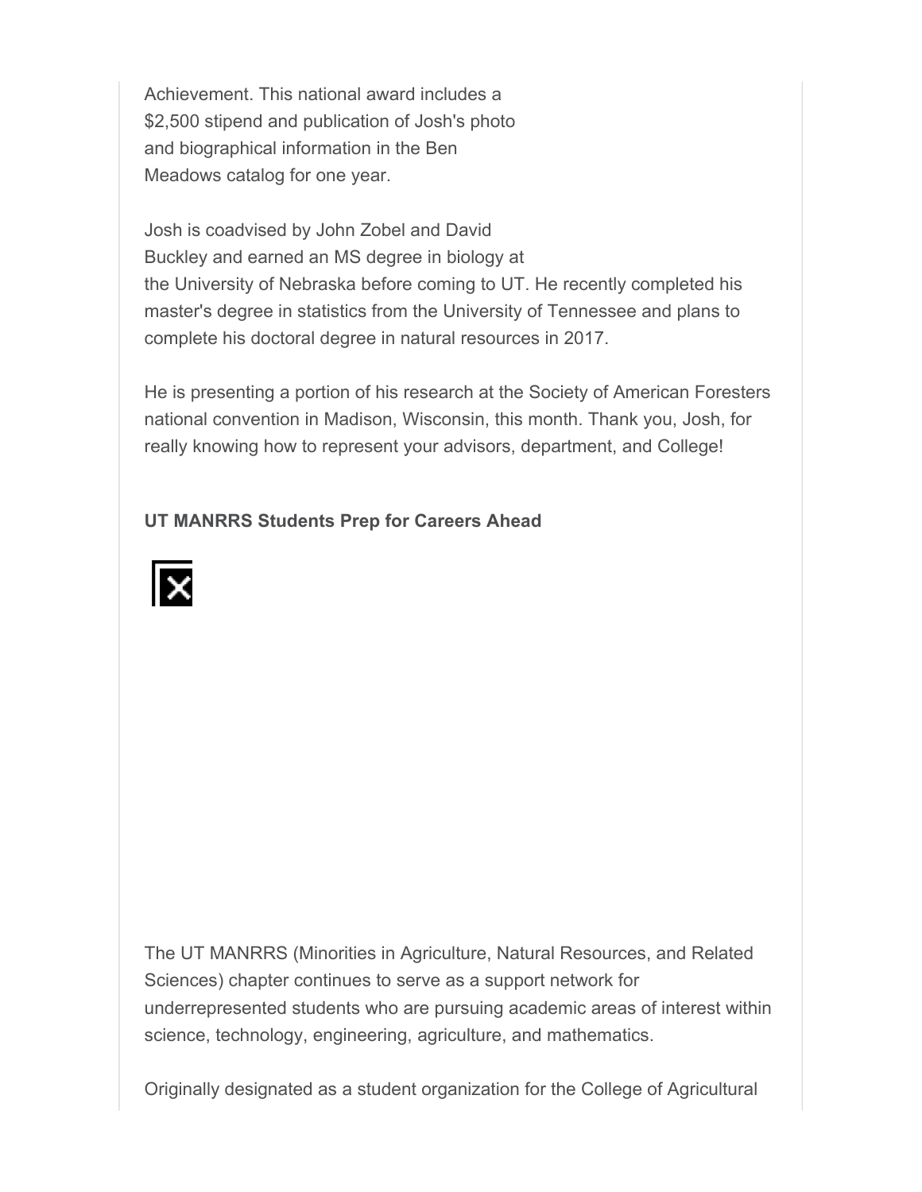Achievement. This national award includes a $2,500 stipend and publication of Josh's photo and biographical information in the Ben Meadows catalog for one year.

Josh is coadvised by John Zobel and David Buckley and earned an MS degree in biology at the University of Nebraska before coming to UT. He recently completed his master's degree in statistics from the University of Tennessee and plans to complete his doctoral degree in natural resources in 2017.

He is presenting a portion of his research at the Society of American Foresters national convention in Madison, Wisconsin, this month. Thank you, Josh, for really knowing how to represent your advisors, department, and College!

**UT MANRRS Students Prep for Careers Ahead**

The UT MANRRS (Minorities in Agriculture, Natural Resources, and Related Sciences) chapter continues to serve as a support network for underrepresented students who are pursuing academic areas of interest within science, technology, engineering, agriculture, and mathematics.

Originally designated as a student organization for the College of Agricultural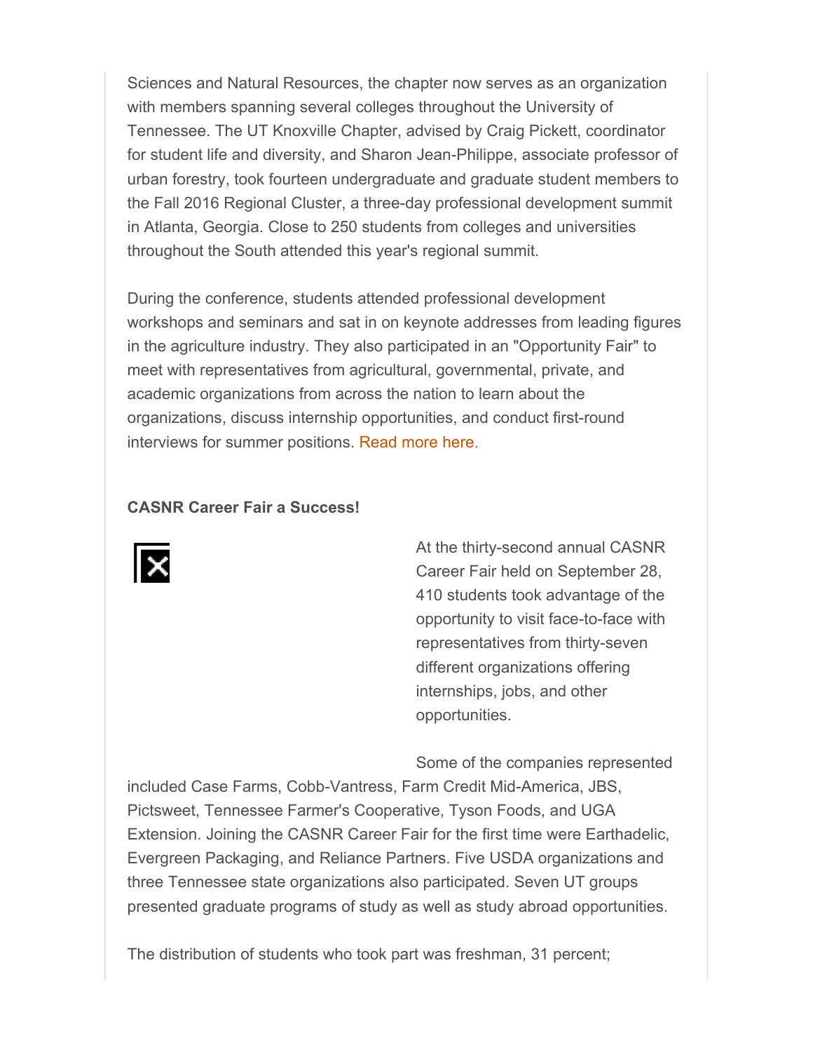Sciences and Natural Resources, the chapter now serves as an organization with members spanning several colleges throughout the University of Tennessee. The UT Knoxville Chapter, advised by Craig Pickett, coordinator for student life and diversity, and Sharon Jean-Philippe, associate professor of urban forestry, took fourteen undergraduate and graduate student members to the Fall 2016 Regional Cluster, a three-day professional development summit in Atlanta, Georgia. Close to 250 students from colleges and universities throughout the South attended this year's regional summit.

During the conference, students attended professional development workshops and seminars and sat in on keynote addresses from leading figures in the agriculture industry. They also participated in an "Opportunity Fair" to meet with representatives from agricultural, governmental, private, and academic organizations from across the nation to learn about the organizations, discuss internship opportunities, and conduct first-round interviews for summer positions. Read more here.

**CASNR Career Fair a Success!**

At the thirty-second annual CASNR Career Fair held on September 28, 410 students took advantage of the opportunity to visit face-to-face with representatives from thirty-seven different organizations offering internships, jobs, and other opportunities.

Some of the companies represented included Case Farms, Cobb-Vantress, Farm Credit Mid-America, JBS, Pictsweet, Tennessee Farmer's Cooperative, Tyson Foods, and UGA Extension. Joining the CASNR Career Fair for the first time were Earthadelic, Evergreen Packaging, and Reliance Partners. Five USDA organizations and three Tennessee state organizations also participated. Seven UT groups presented graduate programs of study as well as study abroad opportunities.

The distribution of students who took part was freshman, 31 percent;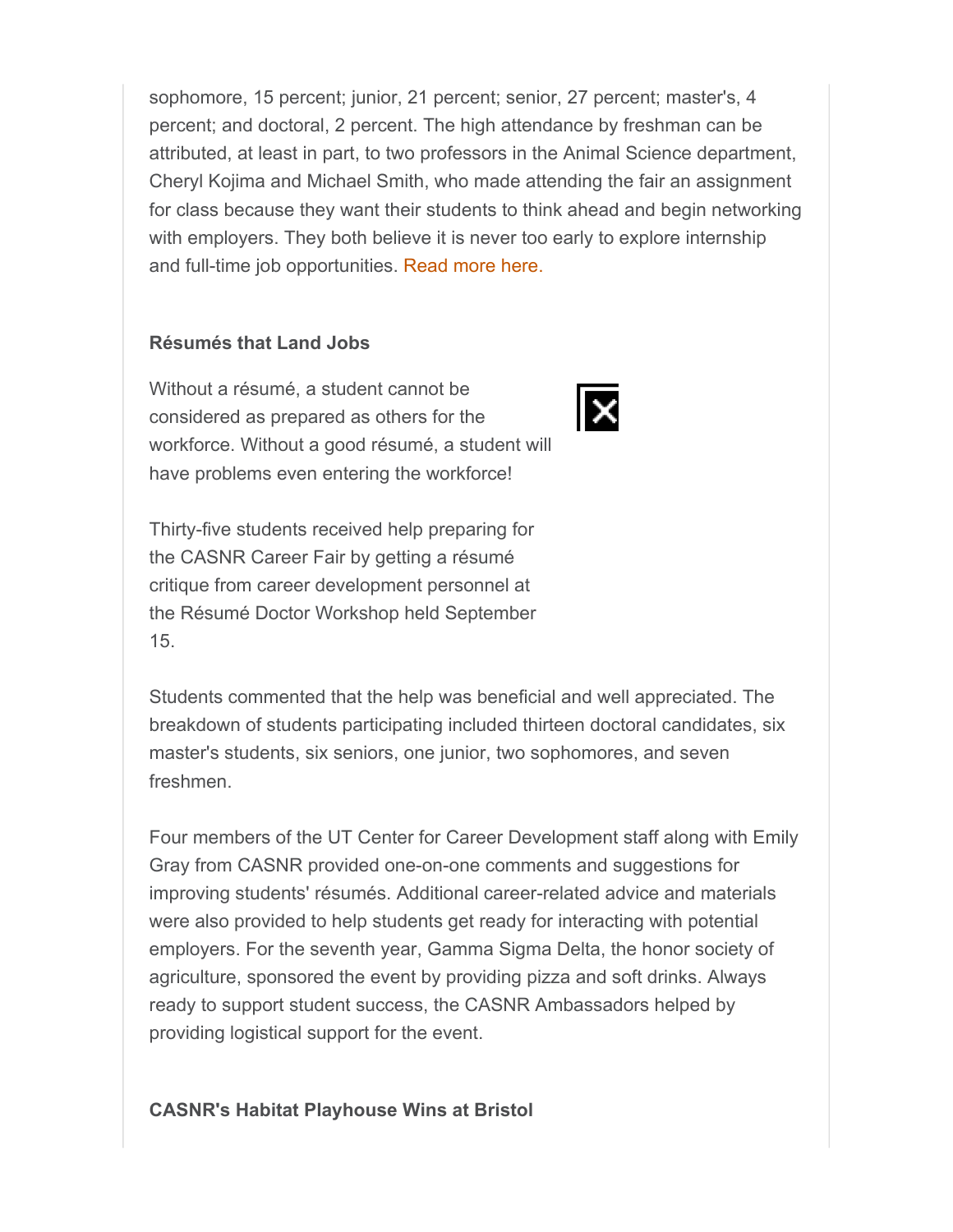sophomore, 15 percent; junior, 21 percent; senior, 27 percent; master's, 4 percent; and doctoral, 2 percent. The high attendance by freshman can be attributed, at least in part, to two professors in the Animal Science department, Cheryl Kojima and Michael Smith, who made attending the fair an assignment for class because they want their students to think ahead and begin networking with employers. They both believe it is never too early to explore internship and full-time job opportunities. Read more here.

**Résumés that Land Jobs**

Without a résumé, a student cannot be considered as prepared as others for the workforce. Without a good résumé, a student will have problems even entering the workforce!

Thirty-five students received help preparing for the CASNR Career Fair by getting a résumé critique from career development personnel at the Résumé Doctor Workshop held September 15.

Students commented that the help was beneficial and well appreciated. The breakdown of students participating included thirteen doctoral candidates, six master's students, six seniors, one junior, two sophomores, and seven freshmen.

Four members of the UT Center for Career Development staff along with Emily Gray from CASNR provided one-on-one comments and suggestions for improving students' résumés. Additional career-related advice and materials were also provided to help students get ready for interacting with potential employers. For the seventh year, Gamma Sigma Delta, the honor society of agriculture, sponsored the event by providing pizza and soft drinks. Always ready to support student success, the CASNR Ambassadors helped by providing logistical support for the event.

**CASNR's Habitat Playhouse Wins at Bristol**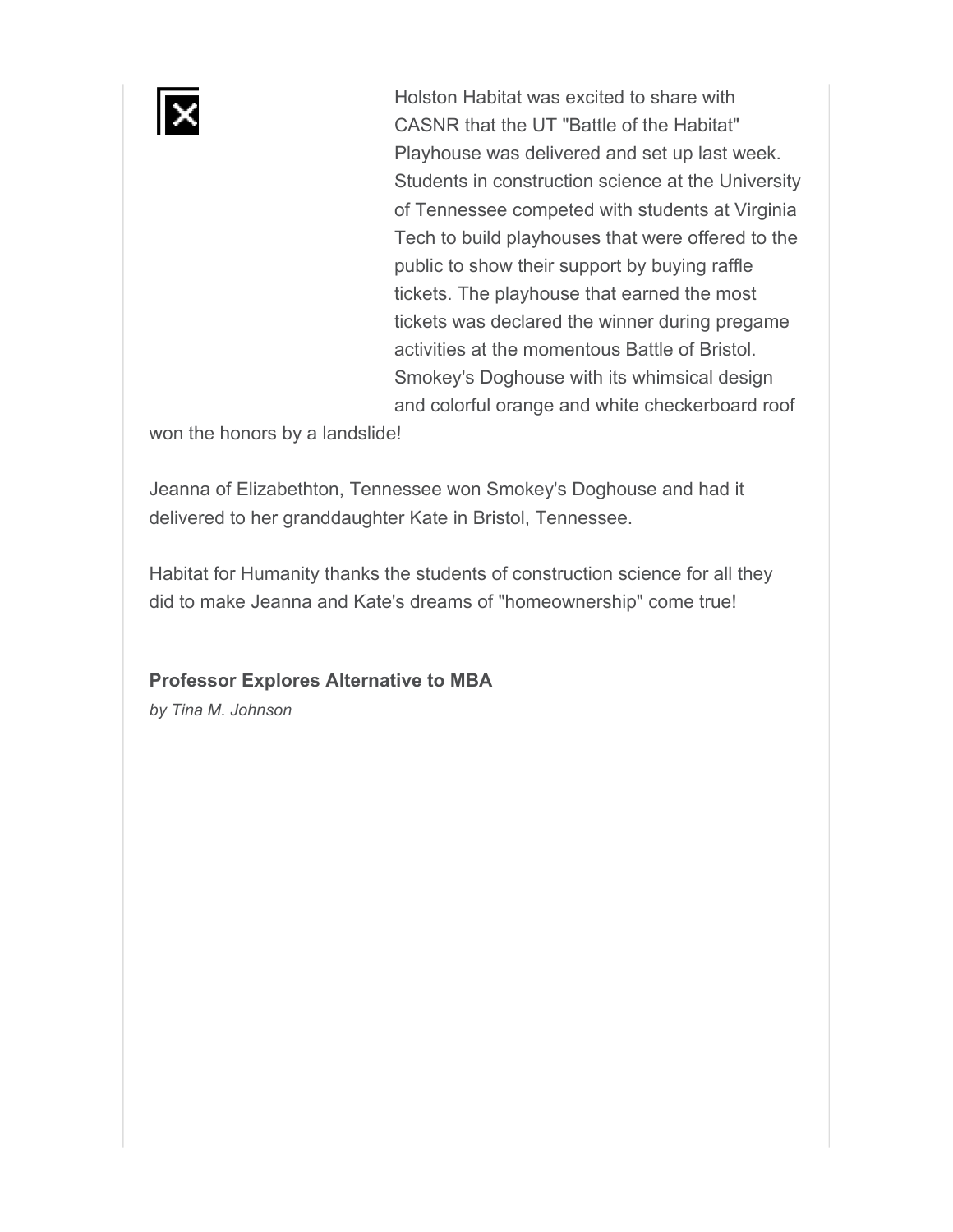Holston Habitat was excited to share with CASNR that the UT "Battle of the Habitat" Playhouse was delivered and set up last week. Students in construction science at the University of Tennessee competed with students at Virginia Tech to build playhouses that were offered to the public to show their support by buying raffle tickets. The playhouse that earned the most tickets was declared the winner during pregame activities at the momentous Battle of Bristol. Smokey's Doghouse with its whimsical design and colorful orange and white checkerboard roof won the honors by a landslide!

Jeanna of Elizabethton, Tennessee won Smokey's Doghouse and had it delivered to her granddaughter Kate in Bristol, Tennessee.

Habitat for Humanity thanks the students of construction science for all they did to make Jeanna and Kate's dreams of "homeownership" come true!

**Professor Explores Alternative to MBA**

*by Tina M. Johnson*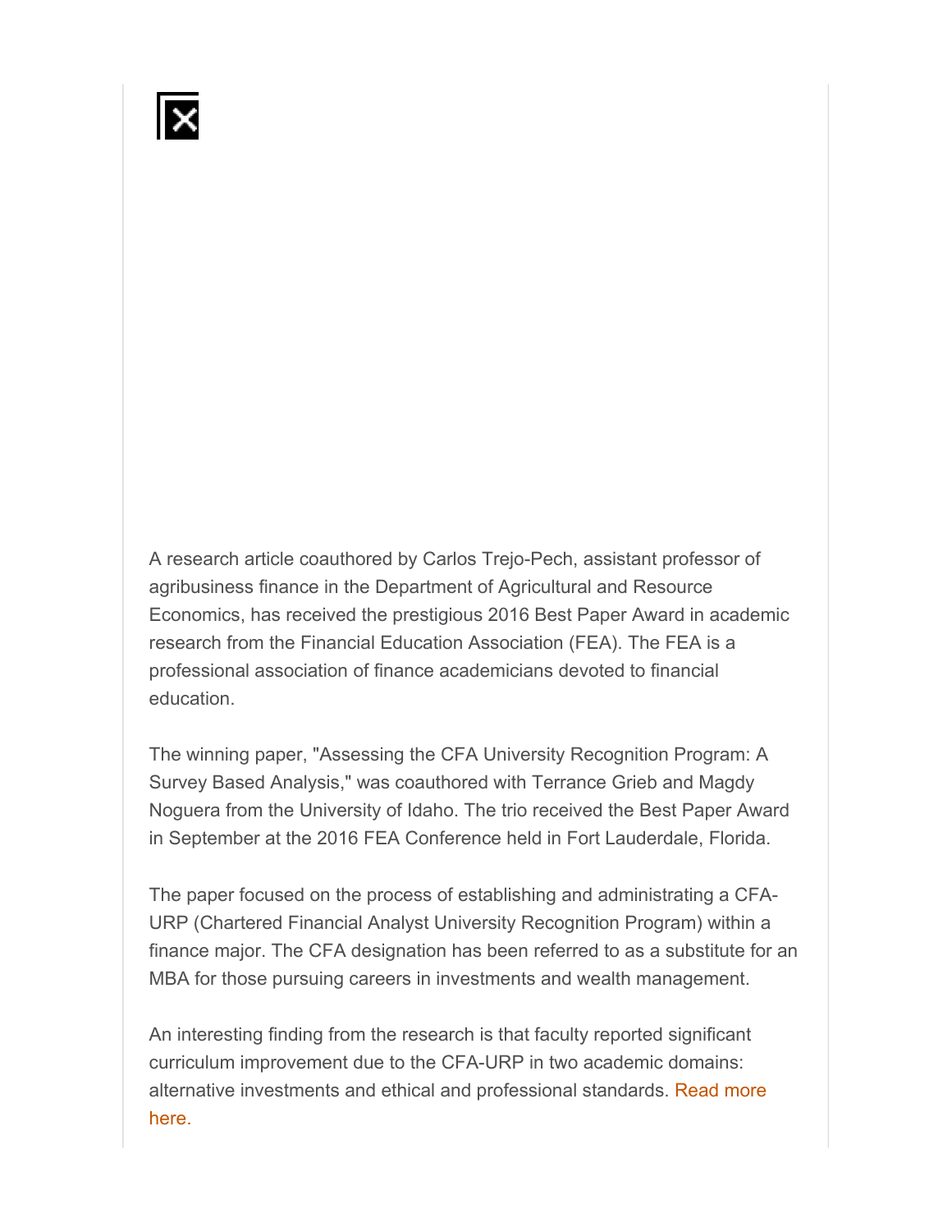A research article coauthored by Carlos Trejo-Pech, assistant professor of agribusiness finance in the Department of Agricultural and Resource Economics, has received the prestigious 2016 Best Paper Award in academic research from the Financial Education Association (FEA). The FEA is a professional association of finance academicians devoted to financial education.

The winning paper, "Assessing the CFA University Recognition Program: A Survey Based Analysis," was coauthored with Terrance Grieb and Magdy Noguera from the University of Idaho. The trio received the Best Paper Award in September at the 2016 FEA Conference held in Fort Lauderdale, Florida.

The paper focused on the process of establishing and administrating a CFA-URP (Chartered Financial Analyst University Recognition Program) within a finance major. The CFA designation has been referred to as a substitute for an MBA for those pursuing careers in investments and wealth management.

An interesting finding from the research is that faculty reported significant curriculum improvement due to the CFA-URP in two academic domains: alternative investments and ethical and professional standards. Read more here.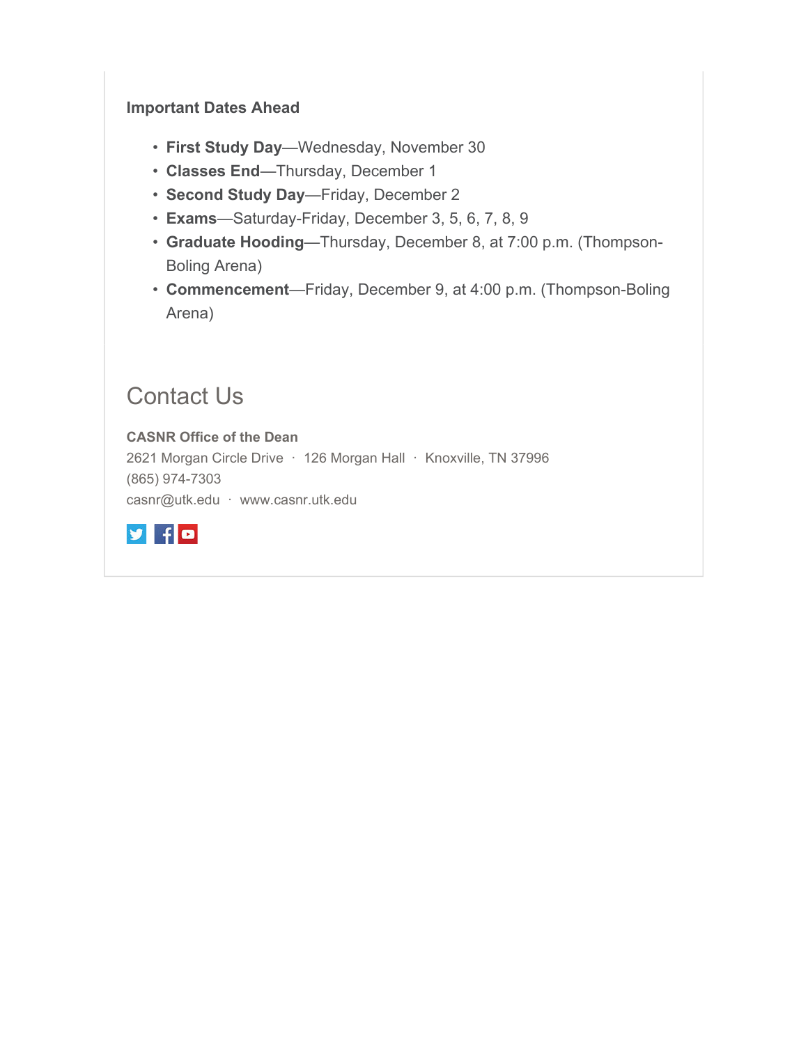**Important Dates Ahead**

- **First Study Day**—Wednesday, November 30
- **Classes End**—Thursday, December 1
- **Second Study Day**—Friday, December 2
- **Exams**—Saturday-Friday, December 3, 5, 6, 7, 8, 9
- **Graduate Hooding**—Thursday, December 8, at 7:00 p.m. (Thompson-Boling Arena)
- **Commencement**—Friday, December 9, at 4:00 p.m. (Thompson-Boling Arena)

## Contact Us

**CASNR Office of the Dean**
2621 Morgan Circle Drive · 126 Morgan Hall · Knoxville, TN 37996
(865) 974-7303
casnr@utk.edu · www.casnr.utk.edu